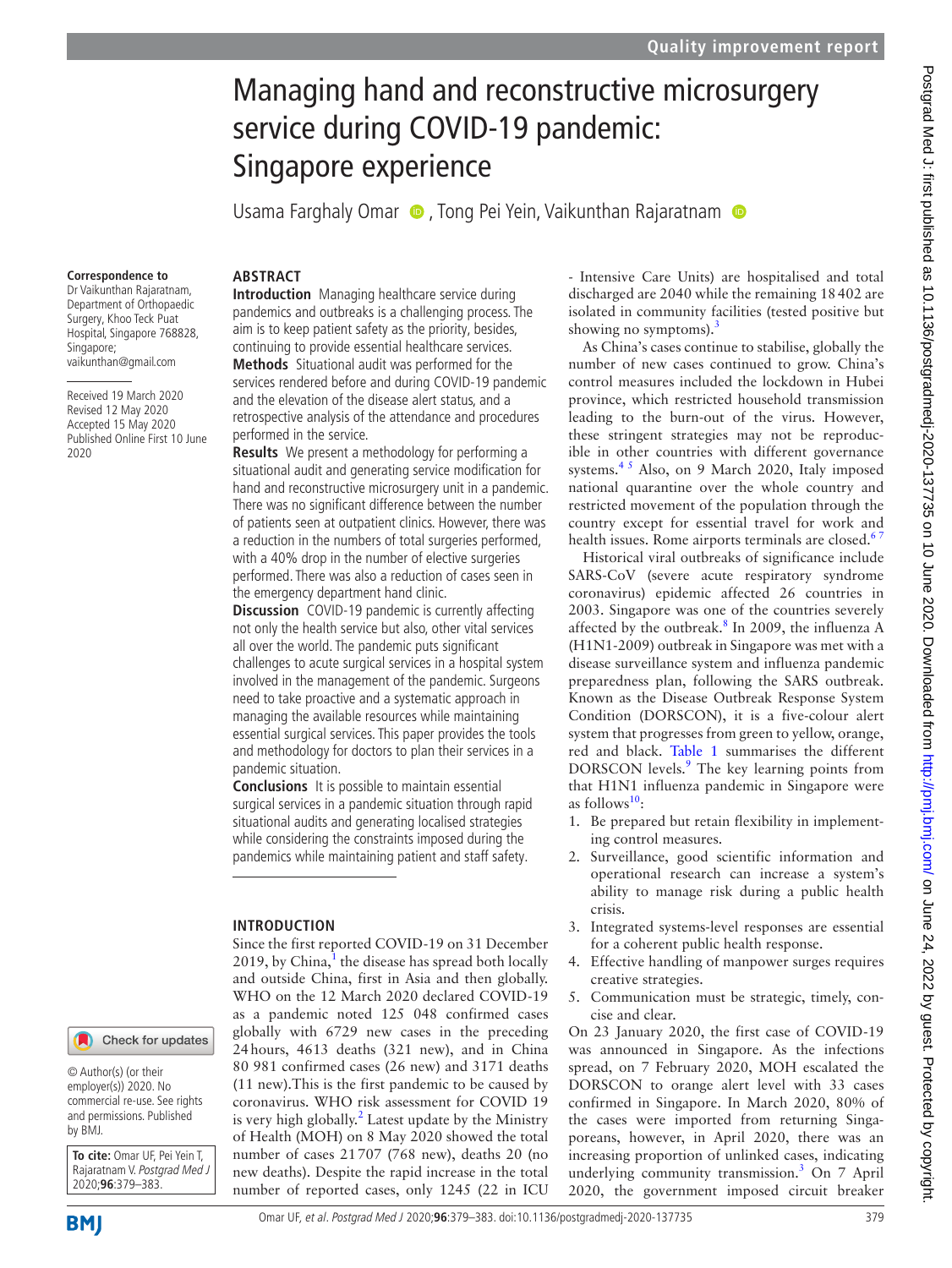# Managing hand and reconstructive microsurgery service during COVID-19 pandemic: Singapore experience

Usama Farghaly Omar, Tong Pei Yein, Vaikunthan Rajaratnam

**Correspondence to**
Dr Vaikunthan Rajaratnam, Department of Orthopaedic Surgery, Khoo Teck Puat Hospital, Singapore 768828, Singapore; vaikunthan@gmail.com

Received 19 March 2020
Revised 12 May 2020
Accepted 15 May 2020
Published Online First 10 June 2020

© Author(s) (or their employer(s)) 2020. No commercial re-use. See rights and permissions. Published by BMJ.

**To cite:** Omar UF, Pei Yein T, Rajaratnam V. *Postgrad Med J* 2020;**96**:379–383.

## ABSTRACT

**Introduction** Managing healthcare service during pandemics and outbreaks is a challenging process. The aim is to keep patient safety as the priority, besides, continuing to provide essential healthcare services.

**Methods** Situational audit was performed for the services rendered before and during COVID-19 pandemic and the elevation of the disease alert status, and a retrospective analysis of the attendance and procedures performed in the service.

**Results** We present a methodology for performing a situational audit and generating service modification for hand and reconstructive microsurgery unit in a pandemic. There was no significant difference between the number of patients seen at outpatient clinics. However, there was a reduction in the numbers of total surgeries performed, with a 40% drop in the number of elective surgeries performed. There was also a reduction of cases seen in the emergency department hand clinic.

**Discussion** COVID-19 pandemic is currently affecting not only the health service but also, other vital services all over the world. The pandemic puts significant challenges to acute surgical services in a hospital system involved in the management of the pandemic. Surgeons need to take proactive and a systematic approach in managing the available resources while maintaining essential surgical services. This paper provides the tools and methodology for doctors to plan their services in a pandemic situation.

**Conclusions** It is possible to maintain essential surgical services in a pandemic situation through rapid situational audits and generating localised strategies while considering the constraints imposed during the pandemics while maintaining patient and staff safety.

## INTRODUCTION

Since the first reported COVID-19 on 31 December 2019, by China,[1] the disease has spread both locally and outside China, first in Asia and then globally. WHO on the 12 March 2020 declared COVID-19 as a pandemic noted 125 048 confirmed cases globally with 6729 new cases in the preceding 24 hours, 4613 deaths (321 new), and in China 80 981 confirmed cases (26 new) and 3171 deaths (11 new).This is the first pandemic to be caused by coronavirus. WHO risk assessment for COVID 19 is very high globally.[2] Latest update by the Ministry of Health (MOH) on 8 May 2020 showed the total number of cases 21 707 (768 new), deaths 20 (no new deaths). Despite the rapid increase in the total number of reported cases, only 1245 (22 in ICU - Intensive Care Units) are hospitalised and total discharged are 2040 while the remaining 18 402 are isolated in community facilities (tested positive but showing no symptoms).[3]

As China's cases continue to stabilise, globally the number of new cases continued to grow. China's control measures included the lockdown in Hubei province, which restricted household transmission leading to the burn-out of the virus. However, these stringent strategies may not be reproducible in other countries with different governance systems.[4,5] Also, on 9 March 2020, Italy imposed national quarantine over the whole country and restricted movement of the population through the country except for essential travel for work and health issues. Rome airports terminals are closed.[6,7]

Historical viral outbreaks of significance include SARS-CoV (severe acute respiratory syndrome coronavirus) epidemic affected 26 countries in 2003. Singapore was one of the countries severely affected by the outbreak.[8] In 2009, the influenza A (H1N1-2009) outbreak in Singapore was met with a disease surveillance system and influenza pandemic preparedness plan, following the SARS outbreak. Known as the Disease Outbreak Response System Condition (DORSCON), it is a five-colour alert system that progresses from green to yellow, orange, red and black. Table 1 summarises the different DORSCON levels.[9] The key learning points from that H1N1 influenza pandemic in Singapore were as follows[10]:

1. Be prepared but retain flexibility in implementing control measures.
2. Surveillance, good scientific information and operational research can increase a system's ability to manage risk during a public health crisis.
3. Integrated systems-level responses are essential for a coherent public health response.
4. Effective handling of manpower surges requires creative strategies.
5. Communication must be strategic, timely, concise and clear.

On 23 January 2020, the first case of COVID-19 was announced in Singapore. As the infections spread, on 7 February 2020, MOH escalated the DORSCON to orange alert level with 33 cases confirmed in Singapore. In March 2020, 80% of the cases were imported from returning Singaporeans, however, in April 2020, there was an increasing proportion of unlinked cases, indicating underlying community transmission.[3] On 7 April 2020, the government imposed circuit breaker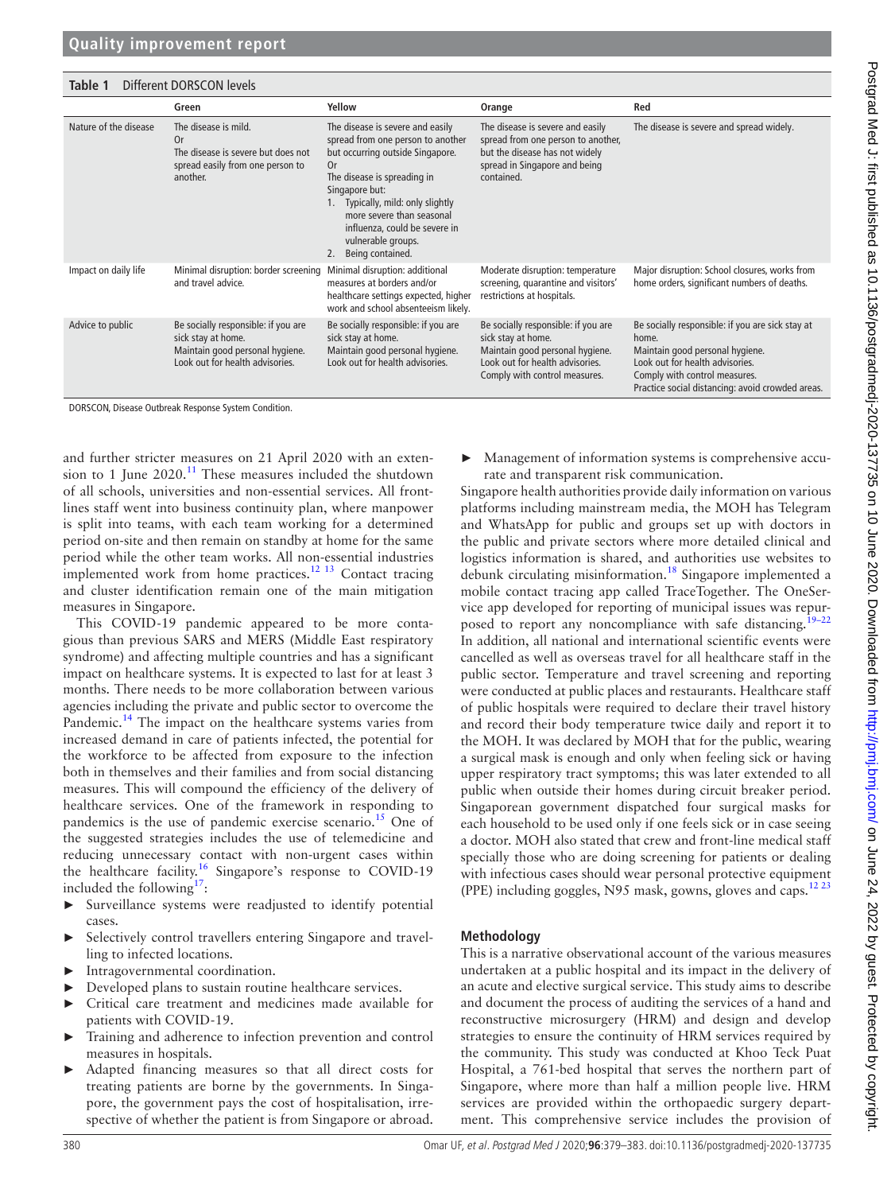**Table 1** Different DORSCON levels

| | Green | Yellow | Orange | Red |
|---|---|---|---|---|
| Nature of the disease | The disease is mild. Or The disease is severe but does not spread easily from one person to another. | The disease is severe and easily spread from one person to another but occurring outside Singapore. Or The disease is spreading in Singapore but: 1. Typically, mild: only slightly more severe than seasonal influenza, could be severe in vulnerable groups. 2. Being contained. | The disease is severe and easily spread from one person to another, but the disease has not widely spread in Singapore and being contained. | The disease is severe and spread widely. |
| Impact on daily life | Minimal disruption: border screening and travel advice. | Minimal disruption: additional measures at borders and/or healthcare settings expected, higher work and school absenteeism likely. | Moderate disruption: temperature screening, quarantine and visitors' restrictions at hospitals. | Major disruption: School closures, works from home orders, significant numbers of deaths. |
| Advice to public | Be socially responsible: if you are sick stay at home. Maintain good personal hygiene. Look out for health advisories. | Be socially responsible: if you are sick stay at home. Maintain good personal hygiene. Look out for health advisories. | Be socially responsible: if you are sick stay at home. Maintain good personal hygiene. Look out for health advisories. Comply with control measures. | Be socially responsible: if you are sick stay at home. Maintain good personal hygiene. Look out for health advisories. Comply with control measures. Practice social distancing: avoid crowded areas. |

DORSCON, Disease Outbreak Response System Condition.

and further stricter measures on 21 April 2020 with an extension to 1 June 2020.[11] These measures included the shutdown of all schools, universities and non-essential services. All frontlines staff went into business continuity plan, where manpower is split into teams, with each team working for a determined period on-site and then remain on standby at home for the same period while the other team works. All non-essential industries implemented work from home practices.[12 13] Contact tracing and cluster identification remain one of the main mitigation measures in Singapore.

This COVID-19 pandemic appeared to be more contagious than previous SARS and MERS (Middle East respiratory syndrome) and affecting multiple countries and has a significant impact on healthcare systems. It is expected to last for at least 3 months. There needs to be more collaboration between various agencies including the private and public sector to overcome the Pandemic.[14] The impact on the healthcare systems varies from increased demand in care of patients infected, the potential for the workforce to be affected from exposure to the infection both in themselves and their families and from social distancing measures. This will compound the efficiency of the delivery of healthcare services. One of the framework in responding to pandemics is the use of pandemic exercise scenario.[15] One of the suggested strategies includes the use of telemedicine and reducing unnecessary contact with non-urgent cases within the healthcare facility.[16] Singapore's response to COVID-19 included the following[17]:

- Surveillance systems were readjusted to identify potential cases.
- Selectively control travellers entering Singapore and travelling to infected locations.
- Intragovernmental coordination.
- Developed plans to sustain routine healthcare services.
- Critical care treatment and medicines made available for patients with COVID-19.
- Training and adherence to infection prevention and control measures in hospitals.
- Adapted financing measures so that all direct costs for treating patients are borne by the governments. In Singapore, the government pays the cost of hospitalisation, irrespective of whether the patient is from Singapore or abroad.
- Management of information systems is comprehensive accurate and transparent risk communication.

Singapore health authorities provide daily information on various platforms including mainstream media, the MOH has Telegram and WhatsApp for public and groups set up with doctors in the public and private sectors where more detailed clinical and logistics information is shared, and authorities use websites to debunk circulating misinformation.[18] Singapore implemented a mobile contact tracing app called TraceTogether. The OneService app developed for reporting of municipal issues was repurposed to report any noncompliance with safe distancing.[19–22] In addition, all national and international scientific events were cancelled as well as overseas travel for all healthcare staff in the public sector. Temperature and travel screening and reporting were conducted at public places and restaurants. Healthcare staff of public hospitals were required to declare their travel history and record their body temperature twice daily and report it to the MOH. It was declared by MOH that for the public, wearing a surgical mask is enough and only when feeling sick or having upper respiratory tract symptoms; this was later extended to all public when outside their homes during circuit breaker period. Singaporean government dispatched four surgical masks for each household to be used only if one feels sick or in case seeing a doctor. MOH also stated that crew and front-line medical staff specially those who are doing screening for patients or dealing with infectious cases should wear personal protective equipment (PPE) including goggles, N95 mask, gowns, gloves and caps.[12 23]

## Methodology

This is a narrative observational account of the various measures undertaken at a public hospital and its impact in the delivery of an acute and elective surgical service. This study aims to describe and document the process of auditing the services of a hand and reconstructive microsurgery (HRM) and design and develop strategies to ensure the continuity of HRM services required by the community. This study was conducted at Khoo Teck Puat Hospital, a 761-bed hospital that serves the northern part of Singapore, where more than half a million people live. HRM services are provided within the orthopaedic surgery department. This comprehensive service includes the provision of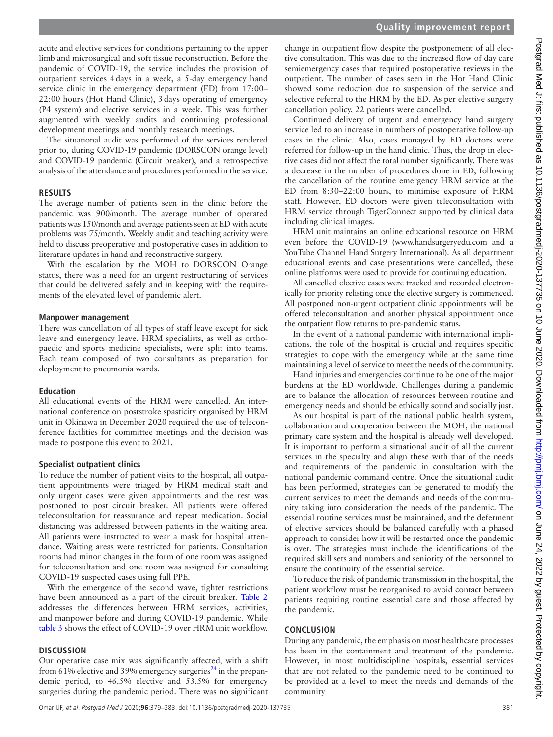acute and elective services for conditions pertaining to the upper limb and microsurgical and soft tissue reconstruction. Before the pandemic of COVID-19, the service includes the provision of outpatient services 4 days in a week, a 5-day emergency hand service clinic in the emergency department (ED) from 17:00–22:00 hours (Hot Hand Clinic), 3 days operating of emergency (P4 system) and elective services in a week. This was further augmented with weekly audits and continuing professional development meetings and monthly research meetings.

The situational audit was performed of the services rendered prior to, during COVID-19 pandemic (DORSCON orange level) and COVID-19 pandemic (Circuit breaker), and a retrospective analysis of the attendance and procedures performed in the service.

## RESULTS

The average number of patients seen in the clinic before the pandemic was 900/month. The average number of operated patients was 150/month and average patients seen at ED with acute problems was 75/month. Weekly audit and teaching activity were held to discuss preoperative and postoperative cases in addition to literature updates in hand and reconstructive surgery.

With the escalation by the MOH to DORSCON Orange status, there was a need for an urgent restructuring of services that could be delivered safely and in keeping with the requirements of the elevated level of pandemic alert.

### Manpower management

There was cancellation of all types of staff leave except for sick leave and emergency leave. HRM specialists, as well as orthopaedic and sports medicine specialists, were split into teams. Each team composed of two consultants as preparation for deployment to pneumonia wards.

### Education

All educational events of the HRM were cancelled. An international conference on poststroke spasticity organised by HRM unit in Okinawa in December 2020 required the use of teleconference facilities for committee meetings and the decision was made to postpone this event to 2021.

### Specialist outpatient clinics

To reduce the number of patient visits to the hospital, all outpatient appointments were triaged by HRM medical staff and only urgent cases were given appointments and the rest was postponed to post circuit breaker. All patients were offered teleconsultation for reassurance and repeat medication. Social distancing was addressed between patients in the waiting area. All patients were instructed to wear a mask for hospital attendance. Waiting areas were restricted for patients. Consultation rooms had minor changes in the form of one room was assigned for teleconsultation and one room was assigned for consulting COVID-19 suspected cases using full PPE.

With the emergence of the second wave, tighter restrictions have been announced as a part of the circuit breaker. Table 2 addresses the differences between HRM services, activities, and manpower before and during COVID-19 pandemic. While table 3 shows the effect of COVID-19 over HRM unit workflow.

## DISCUSSION

Our operative case mix was significantly affected, with a shift from 61% elective and 39% emergency surgeries[24] in the prepandemic period, to 46.5% elective and 53.5% for emergency surgeries during the pandemic period. There was no significant change in outpatient flow despite the postponement of all elective consultation. This was due to the increased flow of day care semiemergency cases that required postoperative reviews in the outpatient. The number of cases seen in the Hot Hand Clinic showed some reduction due to suspension of the service and selective referral to the HRM by the ED. As per elective surgery cancellation policy, 22 patients were cancelled.

Continued delivery of urgent and emergency hand surgery service led to an increase in numbers of postoperative follow-up cases in the clinic. Also, cases managed by ED doctors were referred for follow-up in the hand clinic. Thus, the drop in elective cases did not affect the total number significantly. There was a decrease in the number of procedures done in ED, following the cancellation of the routine emergency HRM service at the ED from 8:30–22:00 hours, to minimise exposure of HRM staff. However, ED doctors were given teleconsultation with HRM service through TigerConnect supported by clinical data including clinical images.

HRM unit maintains an online educational resource on HRM even before the COVID-19 (www.handsurgeryedu.com and a YouTube Channel Hand Surgery International). As all department educational events and case presentations were cancelled, these online platforms were used to provide for continuing education.

All cancelled elective cases were tracked and recorded electronically for priority relisting once the elective surgery is commenced. All postponed non-urgent outpatient clinic appointments will be offered teleconsultation and another physical appointment once the outpatient flow returns to pre-pandemic status.

In the event of a national pandemic with international implications, the role of the hospital is crucial and requires specific strategies to cope with the emergency while at the same time maintaining a level of service to meet the needs of the community.

Hand injuries and emergencies continue to be one of the major burdens at the ED worldwide. Challenges during a pandemic are to balance the allocation of resources between routine and emergency needs and should be ethically sound and socially just.

As our hospital is part of the national public health system, collaboration and cooperation between the MOH, the national primary care system and the hospital is already well developed. It is important to perform a situational audit of all the current services in the specialty and align these with that of the needs and requirements of the pandemic in consultation with the national pandemic command centre. Once the situational audit has been performed, strategies can be generated to modify the current services to meet the demands and needs of the community taking into consideration the needs of the pandemic. The essential routine services must be maintained, and the deferment of elective services should be balanced carefully with a phased approach to consider how it will be restarted once the pandemic is over. The strategies must include the identifications of the required skill sets and numbers and seniority of the personnel to ensure the continuity of the essential service.

To reduce the risk of pandemic transmission in the hospital, the patient workflow must be reorganised to avoid contact between patients requiring routine essential care and those affected by the pandemic.

## CONCLUSION

During any pandemic, the emphasis on most healthcare processes has been in the containment and treatment of the pandemic. However, in most multidiscipline hospitals, essential services that are not related to the pandemic need to be continued to be provided at a level to meet the needs and demands of the community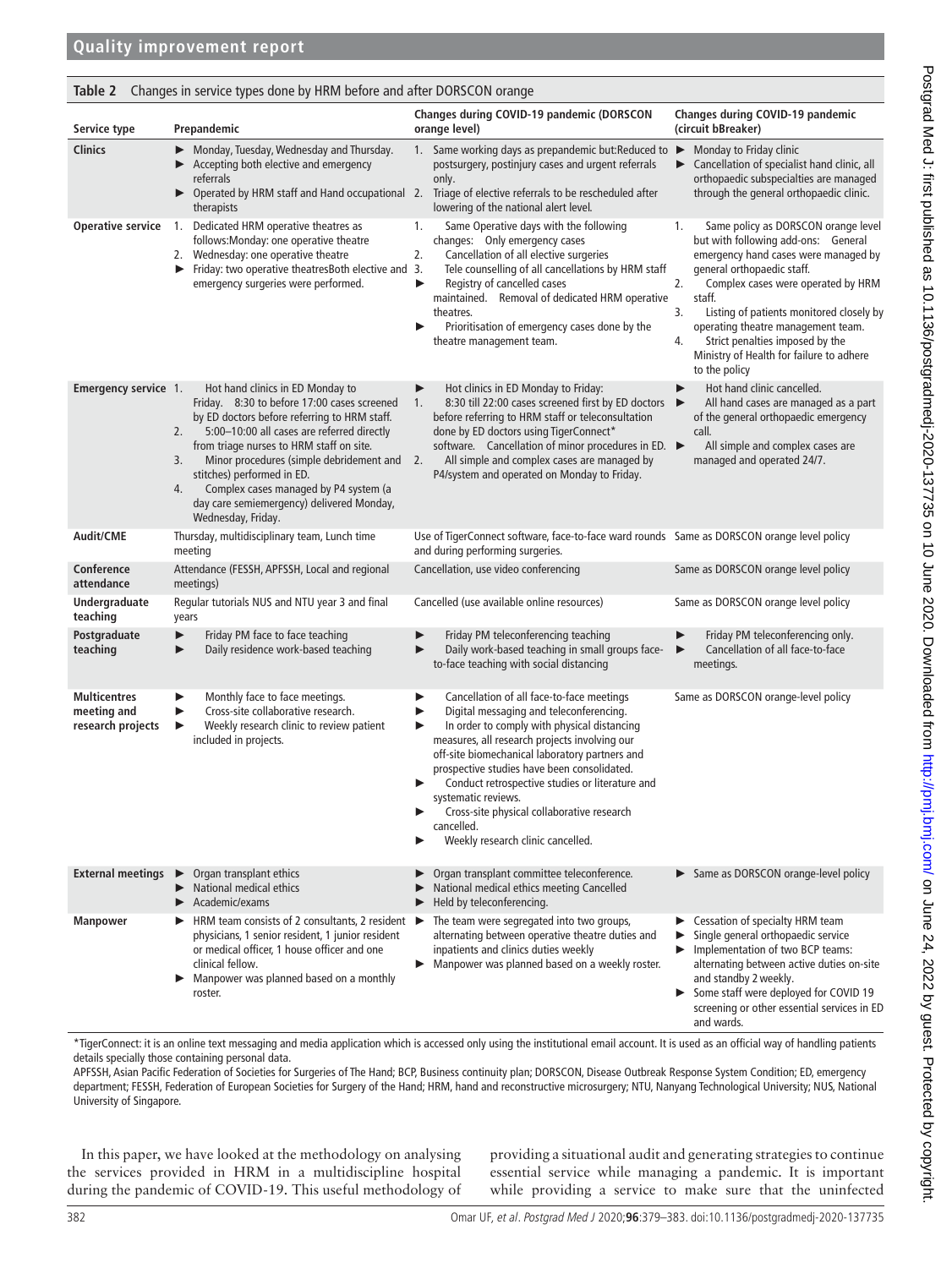**Table 2** Changes in service types done by HRM before and after DORSCON orange

| Service type | Prepandemic | Changes during COVID-19 pandemic (DORSCON orange level) | Changes during COVID-19 pandemic (circuit bBreaker) |
|---|---|---|---|
| **Clinics** | ► Monday, Tuesday, Wednesday and Thursday.<br>► Accepting both elective and emergency referrals<br>► Operated by HRM staff and Hand occupational therapists | 1. Same working days as prepandemic but:Reduced to postsurgery, postinjury cases and urgent referrals only.<br>2. Triage of elective referrals to be rescheduled after lowering of the national alert level. | ► Monday to Friday clinic<br>► Cancellation of specialist hand clinic, all orthopaedic subspecialties are managed through the general orthopaedic clinic. |
| **Operative service** | 1. Dedicated HRM operative theatres as follows:Monday: one operative theatre<br>2. Wednesday: one operative theatre<br>► Friday: two operative theatresBoth elective and emergency surgeries were performed. | 1. Same Operative days with the following changes: Only emergency cases<br>2. Cancellation of all elective surgeries<br>3. Tele counselling of all cancellations by HRM staff<br>► Registry of cancelled cases maintained. Removal of dedicated HRM operative theatres.<br>► Prioritisation of emergency cases done by the theatre management team. | 1. Same policy as DORSCON orange level but with following add-ons: General emergency hand cases were managed by general orthopaedic staff.<br>2. Complex cases were operated by HRM staff.<br>3. Listing of patients monitored closely by operating theatre management team.<br>4. Strict penalties imposed by the Ministry of Health for failure to adhere to the policy |
| **Emergency service** | 1. Hot hand clinics in ED Monday to Friday. 8:30 to before 17:00 cases screened by ED doctors before referring to HRM staff.<br>2. 5:00–10:00 all cases are referred directly from triage nurses to HRM staff on site.<br>3. Minor procedures (simple debridement and stitches) performed in ED.<br>4. Complex cases managed by P4 system (a day care semiemergency) delivered Monday, Wednesday, Friday. | ► Hot clinics in ED Monday to Friday:<br>1. 8:30 till 22:00 cases screened first by ED doctors before referring to HRM staff or teleconsultation done by ED doctors using TigerConnect* software. Cancellation of minor procedures in ED.<br>2. All simple and complex cases are managed by P4/system and operated on Monday to Friday. | ► Hot hand clinic cancelled.<br>► All hand cases are managed as a part of the general orthopaedic emergency call.<br>► All simple and complex cases are managed and operated 24/7. |
| **Audit/CME** | Thursday, multidisciplinary team, Lunch time meeting | Use of TigerConnect software, face-to-face ward rounds and during performing surgeries. | Same as DORSCON orange level policy |
| **Conference attendance** | Attendance (FESSH, APFSSH, Local and regional meetings) | Cancellation, use video conferencing | Same as DORSCON orange level policy |
| **Undergraduate teaching** | Regular tutorials NUS and NTU year 3 and final years | Cancelled (use available online resources) | Same as DORSCON orange level policy |
| **Postgraduate teaching** | ► Friday PM face to face teaching<br>► Daily residence work-based teaching | ► Friday PM teleconferencing teaching<br>► Daily work-based teaching in small groups face-to-face teaching with social distancing | ► Friday PM teleconferencing only.<br>► Cancellation of all face-to-face meetings. |
| **Multicentres meeting and research projects** | ► Monthly face to face meetings.<br>► Cross-site collaborative research.<br>► Weekly research clinic to review patient included in projects. | ► Cancellation of all face-to-face meetings<br>► Digital messaging and teleconferencing.<br>► In order to comply with physical distancing measures, all research projects involving our off-site biomechanical laboratory partners and prospective studies have been consolidated.<br>► Conduct retrospective studies or literature and systematic reviews.<br>► Cross-site physical collaborative research cancelled.<br>► Weekly research clinic cancelled. | Same as DORSCON orange-level policy |
| **External meetings** | ► Organ transplant ethics<br>► National medical ethics<br>► Academic/exams | ► Organ transplant committee teleconference.<br>► National medical ethics meeting Cancelled<br>► Held by teleconferencing. | ► Same as DORSCON orange-level policy |
| **Manpower** | ► HRM team consists of 2 consultants, 2 resident physicians, 1 senior resident, 1 junior resident or medical officer, 1 house officer and one clinical fellow.<br>► Manpower was planned based on a monthly roster. | ► The team were segregated into two groups, alternating between operative theatre duties and inpatients and clinics duties weekly<br>► Manpower was planned based on a weekly roster. | ► Cessation of specialty HRM team<br>► Single general orthopaedic service<br>► Implementation of two BCP teams: alternating between active duties on-site and standby 2 weekly.<br>► Some staff were deployed for COVID 19 screening or other essential services in ED and wards. |

*TigerConnect: it is an online text messaging and media application which is accessed only using the institutional email account. It is used as an official way of handling patients details specially those containing personal data.

APFSSH, Asian Pacific Federation of Societies for Surgeries of The Hand; BCP, Business continuity plan; DORSCON, Disease Outbreak Response System Condition; ED, emergency department; FESSH, Federation of European Societies for Surgery of the Hand; HRM, hand and reconstructive microsurgery; NTU, Nanyang Technological University; NUS, National University of Singapore.

In this paper, we have looked at the methodology on analysing the services provided in HRM in a multidiscipline hospital during the pandemic of COVID-19. This useful methodology of providing a situational audit and generating strategies to continue essential service while managing a pandemic. It is important while providing a service to make sure that the uninfected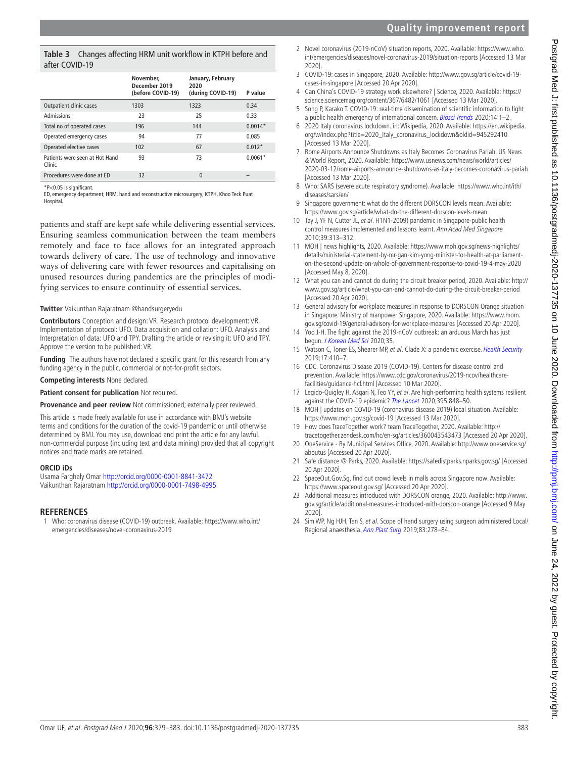**Table 3** Changes affecting HRM unit workflow in KTPH before and after COVID-19

| | November, December 2019 (before COVID-19) | January, February 2020 (during COVID-19) | P value |
|---|---|---|---|
| Outpatient clinic cases | 1303 | 1323 | 0.34 |
| Admissions | 23 | 25 | 0.33 |
| Total no of operated cases | 196 | 144 | 0.0014* |
| Operated emergency cases | 94 | 77 | 0.085 |
| Operated elective cases | 102 | 67 | 0.012* |
| Patients were seen at Hot Hand Clinic | 93 | 73 | 0.0061* |
| Procedures were done at ED | 32 | 0 | – |

*P<0.05 is significant.
ED, emergency department; HRM, hand and reconstructive microsurgery; KTPH, Khoo Teck Puat Hospital.

patients and staff are kept safe while delivering essential services. Ensuring seamless communication between the team members remotely and face to face allows for an integrated approach towards delivery of care. The use of technology and innovative ways of delivering care with fewer resources and capitalising on unused resources during pandemics are the principles of modifying services to ensure continuity of essential services.

**Twitter** Vaikunthan Rajaratnam @handsurgeryedu

**Contributors** Conception and design: VR. Research protocol development: VR. Implementation of protocol: UFO. Data acquisition and collation: UFO. Analysis and Interpretation of data: UFO and TPY. Drafting the article or revising it: UFO and TPY. Approve the version to be published: VR.

**Funding** The authors have not declared a specific grant for this research from any funding agency in the public, commercial or not-for-profit sectors.

**Competing interests** None declared.

**Patient consent for publication** Not required.

**Provenance and peer review** Not commissioned; externally peer reviewed.

This article is made freely available for use in accordance with BMJ's website terms and conditions for the duration of the covid-19 pandemic or until otherwise determined by BMJ. You may use, download and print the article for any lawful, non-commercial purpose (including text and data mining) provided that all copyright notices and trade marks are retained.

**ORCID iDs**
Usama Farghaly Omar http://orcid.org/0000-0001-8841-3472
Vaikunthan Rajaratnam http://orcid.org/0000-0001-7498-4995

## REFERENCES

1. Who: coronavirus disease (COVID-19) outbreak. Available: https://www.who.int/emergencies/diseases/novel-coronavirus-2019
2. Novel coronavirus (2019-nCoV) situation reports, 2020. Available: https://www.who.int/emergencies/diseases/novel-coronavirus-2019/situation-reports [Accessed 13 Mar 2020].
3. COVID-19: cases in Singapore, 2020. Available: http://www.gov.sg/article/covid-19-cases-in-singapore [Accessed 20 Apr 2020].
4. Can China's COVID-19 strategy work elsewhere? | Science, 2020. Available: https://science.sciencemag.org/content/367/6482/1061 [Accessed 13 Mar 2020].
5. Song P, Karako T. COVID-19: real-time dissemination of scientific information to fight a public health emergency of international concern. *Biosci Trends* 2020;14:1–2.
6. 2020 Italy coronavirus lockdown. in: Wikipedia, 2020. Available: https://en.wikipedia.org/w/index.php?title=2020_Italy_coronavirus_lockdown&oldid=945292410 [Accessed 13 Mar 2020].
7. Rome Airports Announce Shutdowns as Italy Becomes Coronavirus Pariah. US News & World Report, 2020. Available: https://www.usnews.com/news/world/articles/2020-03-12/rome-airports-announce-shutdowns-as-italy-becomes-coronavirus-pariah [Accessed 13 Mar 2020].
8. Who: SARS (severe acute respiratory syndrome). Available: https://www.who.int/ith/diseases/sars/en/
9. Singapore government: what do the different DORSCON levels mean. Available: https://www.gov.sg/article/what-do-the-different-dorscon-levels-mean
10. Tay J, YF N, Cutter JL, *et al*. H1N1-2009) pandemic in Singapore-public health control measures implemented and lessons learnt. *Ann Acad Med Singapore* 2010;39:313–312.
11. MOH | news highlights, 2020. Available: https://www.moh.gov.sg/news-highlights/details/ministerial-statement-by-mr-gan-kim-yong-minister-for-health-at-parliament-on-the-second-update-on-whole-of-government-response-to-covid-19-4-may-2020 [Accessed May 8, 2020].
12. What you can and cannot do during the circuit breaker period, 2020. Available: http://www.gov.sg/article/what-you-can-and-cannot-do-during-the-circuit-breaker-period [Accessed 20 Apr 2020].
13. General advisory for workplace measures in response to DORSCON Orange situation in Singapore. Ministry of manpower Singapore, 2020. Available: https://www.mom.gov.sg/covid-19/general-advisory-for-workplace-measures [Accessed 20 Apr 2020].
14. Yoo J-H. The fight against the 2019-nCoV outbreak: an arduous March has just begun. *J Korean Med Sci* 2020;35.
15. Watson C, Toner ES, Shearer MP, *et al*. Clade X: a pandemic exercise. *Health Security* 2019;17:410–7.
16. CDC. Coronavirus Disease 2019 (COVID-19). Centers for disease control and prevention. Available: https://www.cdc.gov/coronavirus/2019-ncov/healthcare-facilities/guidance-hcf.html [Accessed 10 Mar 2020].
17. Legido-Quigley H, Asgari N, Teo YY, *et al*. Are high-performing health systems resilient against the COVID-19 epidemic? *The Lancet* 2020;395:848–50.
18. MOH | updates on COVID-19 (coronavirus disease 2019) local situation. Available: https://www.moh.gov.sg/covid-19 [Accessed 13 Mar 2020].
19. How does TraceTogether work? team TraceTogether, 2020. Available: http://tracetogether.zendesk.com/hc/en-sg/articles/360043543473 [Accessed 20 Apr 2020].
20. OneService - By Municipal Services Office, 2020. Available: http://www.oneservice.sg/aboutus [Accessed 20 Apr 2020].
21. Safe distance @ Parks, 2020. Available: https://safedistparks.nparks.gov.sg/ [Accessed 20 Apr 2020].
22. SpaceOut.Gov.Sg, find out crowd levels in malls across Singapore now. Available: https://www.spaceout.gov.sg/ [Accessed 20 Apr 2020].
23. Additional measures introduced with DORSCON orange, 2020. Available: http://www.gov.sg/article/additional-measures-introduced-with-dorscon-orange [Accessed 9 May 2020].
24. Sim WP, Ng HJH, Tan S, *et al*. Scope of hand surgery using surgeon administered Local/Regional anaesthesia. *Ann Plast Surg* 2019;83:278–84.